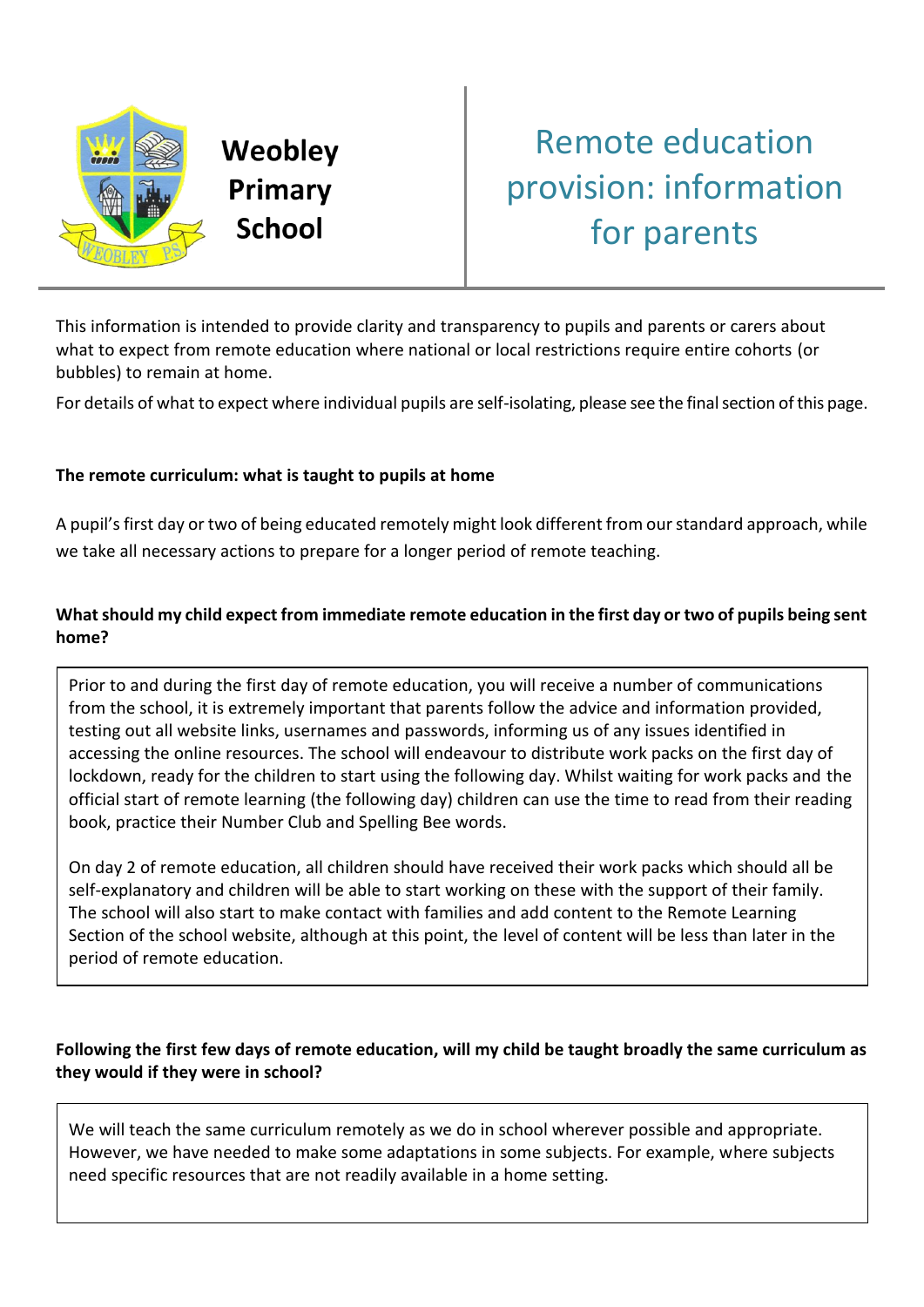**Weobley Primary School**

# Remote education provision: information for parents

This information is intended to provide clarity and transparency to pupils and parents or carers about what to expect from remote education where national or local restrictions require entire cohorts (or bubbles) to remain at home.

For details of what to expect where individual pupils are self-isolating, please see the final section of this page.

**The remote curriculum: what is taught to pupils at home**

A pupil's first day or two of being educated remotely might look different from our standard approach, while we take all necessary actions to prepare for a longer period of remote teaching.

**What should my child expect from immediate remote education in the first day or two of pupils being sent home?**

Prior to and during the first day of remote education, you will receive a number of communications from the school, it is extremely important that parents follow the advice and information provided, testing out all website links, usernames and passwords, informing us of any issues identified in accessing the online resources. The school will endeavour to distribute work packs on the first day of lockdown, ready for the children to start using the following day. Whilst waiting for work packs and the official start of remote learning (the following day) children can use the time to read from their reading book, practice their Number Club and Spelling Bee words.

On day 2 of remote education, all children should have received their work packs which should all be self-explanatory and children will be able to start working on these with the support of their family. The school will also start to make contact with families and add content to the Remote Learning Section of the school website, although at this point, the level of content will be less than later in the period of remote education.

**Following the first few days of remote education, will my child be taught broadly the same curriculum as they would if they were in school?**

We will teach the same curriculum remotely as we do in school wherever possible and appropriate. However, we have needed to make some adaptations in some subjects. For example, where subjects need specific resources that are not readily available in a home setting.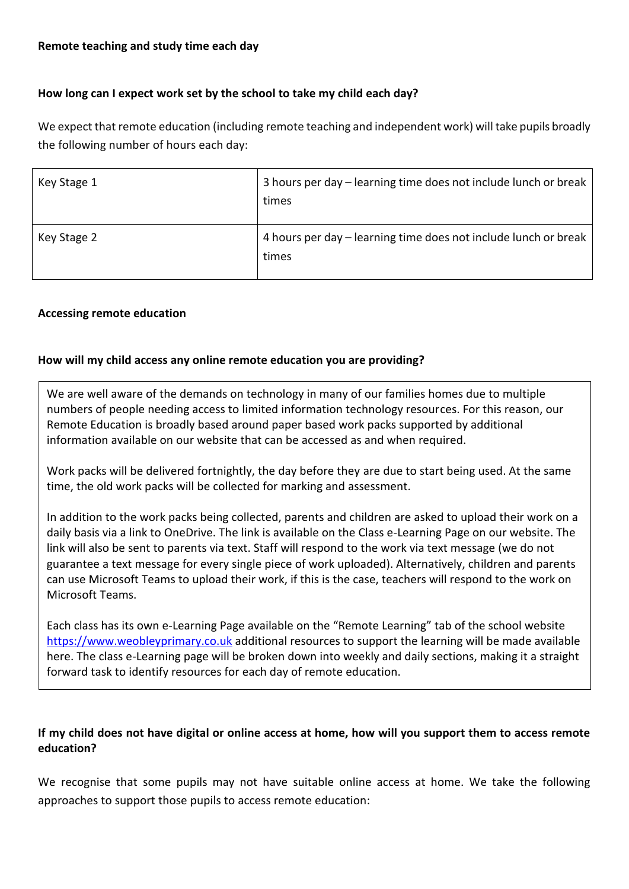**Remote teaching and study time each day**

**How long can I expect work set by the school to take my child each day?**

We expect that remote education (including remote teaching and independent work) will take pupils broadly the following number of hours each day:

| Key Stage 1 | 3 hours per day – learning time does not include lunch or break times |
|---|---|
| Key Stage 2 | 4 hours per day – learning time does not include lunch or break times |

**Accessing remote education**

**How will my child access any online remote education you are providing?**

We are well aware of the demands on technology in many of our families homes due to multiple numbers of people needing access to limited information technology resources. For this reason, our Remote Education is broadly based around paper based work packs supported by additional information available on our website that can be accessed as and when required.

Work packs will be delivered fortnightly, the day before they are due to start being used. At the same time, the old work packs will be collected for marking and assessment.

In addition to the work packs being collected, parents and children are asked to upload their work on a daily basis via a link to OneDrive. The link is available on the Class e-Learning Page on our website. The link will also be sent to parents via text. Staff will respond to the work via text message (we do not guarantee a text message for every single piece of work uploaded). Alternatively, children and parents can use Microsoft Teams to upload their work, if this is the case, teachers will respond to the work on Microsoft Teams.

Each class has its own e-Learning Page available on the "Remote Learning" tab of the school website https://www.weobleyprimary.co.uk additional resources to support the learning will be made available here. The class e-Learning page will be broken down into weekly and daily sections, making it a straight forward task to identify resources for each day of remote education.

**If my child does not have digital or online access at home, how will you support them to access remote education?**

We recognise that some pupils may not have suitable online access at home. We take the following approaches to support those pupils to access remote education: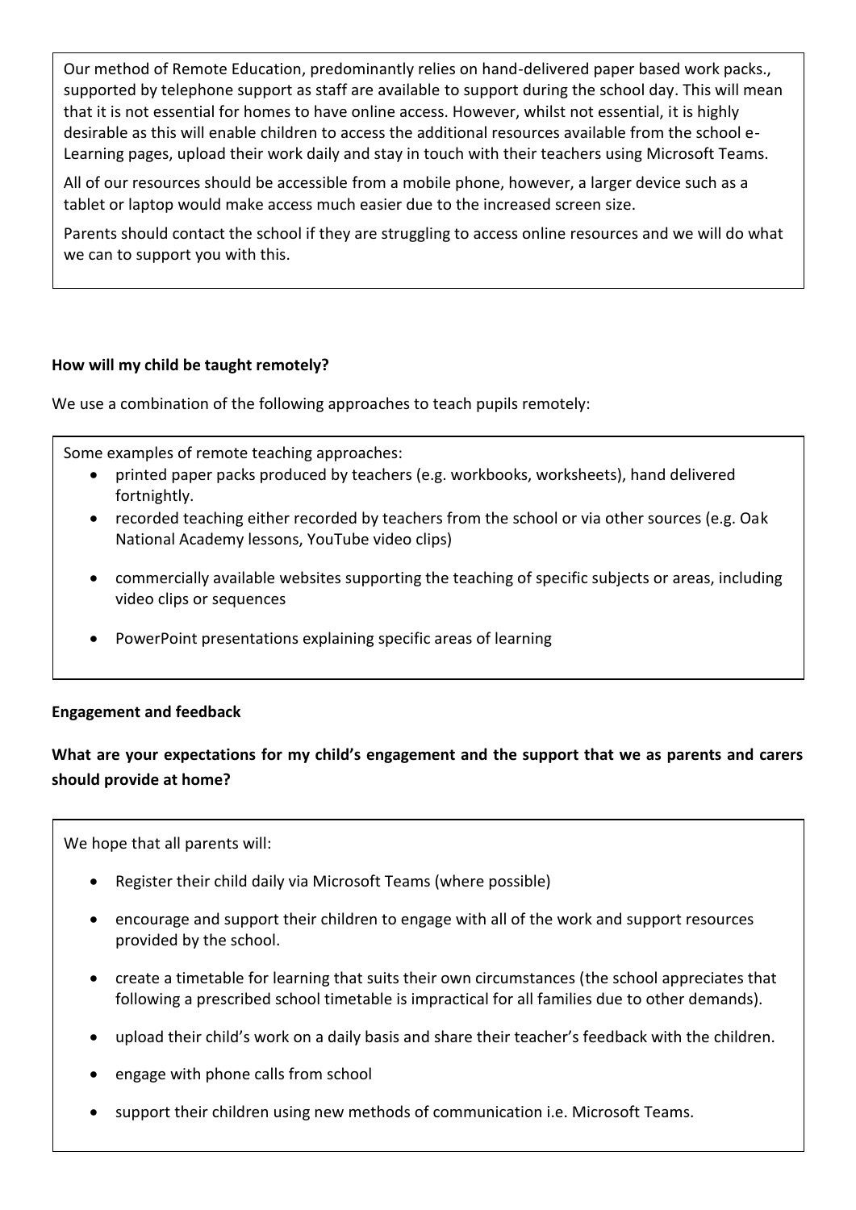Our method of Remote Education, predominantly relies on hand-delivered paper based work packs., supported by telephone support as staff are available to support during the school day. This will mean that it is not essential for homes to have online access. However, whilst not essential, it is highly desirable as this will enable children to access the additional resources available from the school e-Learning pages, upload their work daily and stay in touch with their teachers using Microsoft Teams.

All of our resources should be accessible from a mobile phone, however, a larger device such as a tablet or laptop would make access much easier due to the increased screen size.

Parents should contact the school if they are struggling to access online resources and we will do what we can to support you with this.

**How will my child be taught remotely?**

We use a combination of the following approaches to teach pupils remotely:

Some examples of remote teaching approaches:

- printed paper packs produced by teachers (e.g. workbooks, worksheets), hand delivered fortnightly.
- recorded teaching either recorded by teachers from the school or via other sources (e.g. Oak National Academy lessons, YouTube video clips)
- commercially available websites supporting the teaching of specific subjects or areas, including video clips or sequences
- PowerPoint presentations explaining specific areas of learning

**Engagement and feedback**

**What are your expectations for my child's engagement and the support that we as parents and carers should provide at home?**

We hope that all parents will:

- Register their child daily via Microsoft Teams (where possible)
- encourage and support their children to engage with all of the work and support resources provided by the school.
- create a timetable for learning that suits their own circumstances (the school appreciates that following a prescribed school timetable is impractical for all families due to other demands).
- upload their child's work on a daily basis and share their teacher's feedback with the children.
- engage with phone calls from school
- support their children using new methods of communication i.e. Microsoft Teams.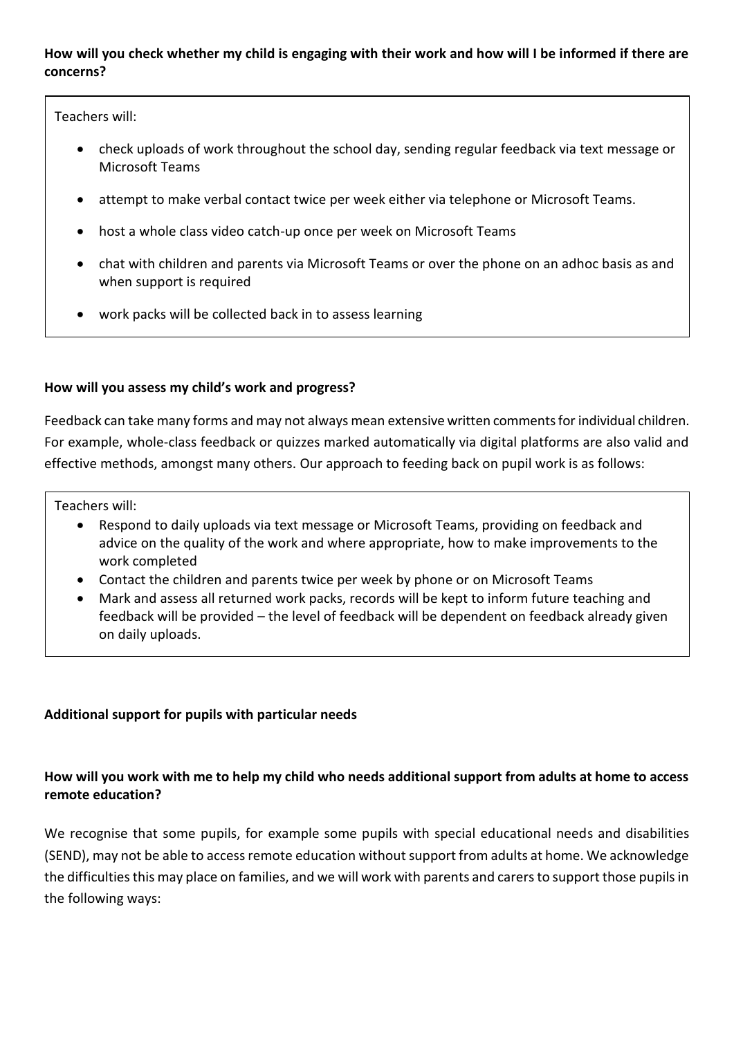**How will you check whether my child is engaging with their work and how will I be informed if there are concerns?**

Teachers will:

- check uploads of work throughout the school day, sending regular feedback via text message or Microsoft Teams
- attempt to make verbal contact twice per week either via telephone or Microsoft Teams.
- host a whole class video catch-up once per week on Microsoft Teams
- chat with children and parents via Microsoft Teams or over the phone on an adhoc basis as and when support is required
- work packs will be collected back in to assess learning

**How will you assess my child's work and progress?**

Feedback can take many forms and may not always mean extensive written comments for individual children. For example, whole-class feedback or quizzes marked automatically via digital platforms are also valid and effective methods, amongst many others. Our approach to feeding back on pupil work is as follows:

Teachers will:

- Respond to daily uploads via text message or Microsoft Teams, providing on feedback and advice on the quality of the work and where appropriate, how to make improvements to the work completed
- Contact the children and parents twice per week by phone or on Microsoft Teams
- Mark and assess all returned work packs, records will be kept to inform future teaching and feedback will be provided – the level of feedback will be dependent on feedback already given on daily uploads.

**Additional support for pupils with particular needs**

**How will you work with me to help my child who needs additional support from adults at home to access remote education?**

We recognise that some pupils, for example some pupils with special educational needs and disabilities (SEND), may not be able to access remote education without support from adults at home. We acknowledge the difficulties this may place on families, and we will work with parents and carers to support those pupils in the following ways: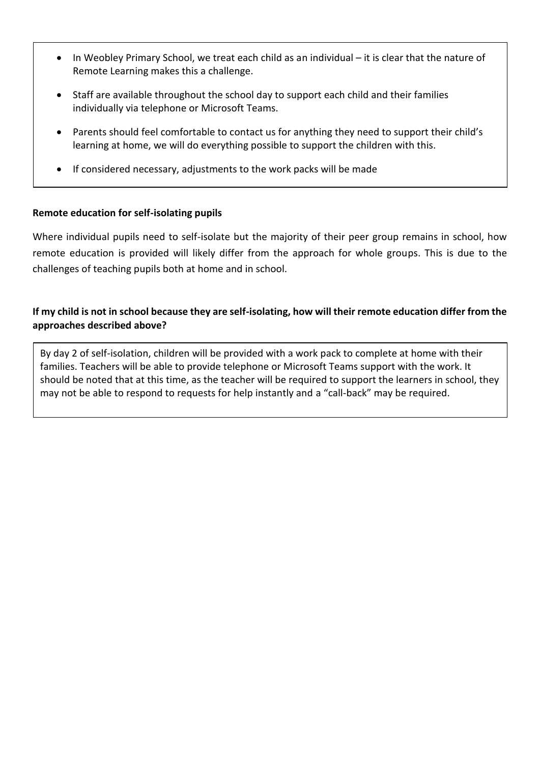- In Weobley Primary School, we treat each child as an individual – it is clear that the nature of Remote Learning makes this a challenge.
- Staff are available throughout the school day to support each child and their families individually via telephone or Microsoft Teams.
- Parents should feel comfortable to contact us for anything they need to support their child's learning at home, we will do everything possible to support the children with this.
- If considered necessary, adjustments to the work packs will be made

**Remote education for self-isolating pupils**

Where individual pupils need to self-isolate but the majority of their peer group remains in school, how remote education is provided will likely differ from the approach for whole groups. This is due to the challenges of teaching pupils both at home and in school.

**If my child is not in school because they are self-isolating, how will their remote education differ from the approaches described above?**

By day 2 of self-isolation, children will be provided with a work pack to complete at home with their families. Teachers will be able to provide telephone or Microsoft Teams support with the work. It should be noted that at this time, as the teacher will be required to support the learners in school, they may not be able to respond to requests for help instantly and a "call-back" may be required.